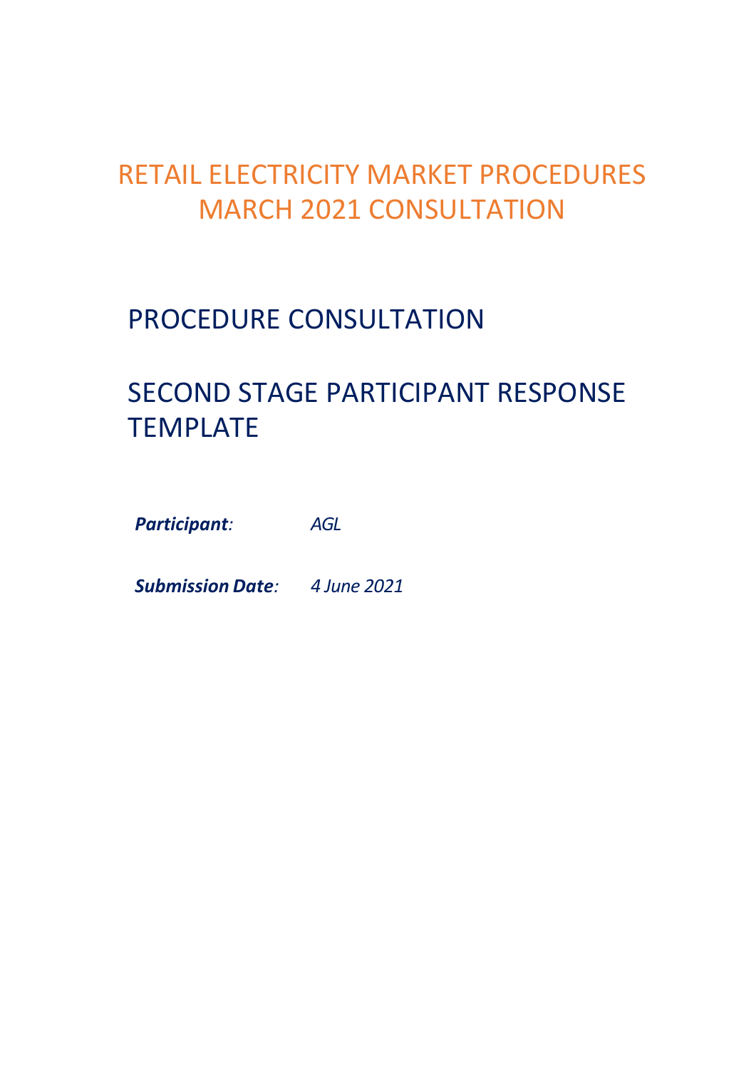# RETAIL ELECTRICITY MARKET PROCEDURES MARCH 2021 CONSULTATION

## PROCEDURE CONSULTATION

## SECOND STAGE PARTICIPANT RESPONSE TEMPLATE

***Participant**:* *AGL*

***Submission Date**:* *4 June 2021*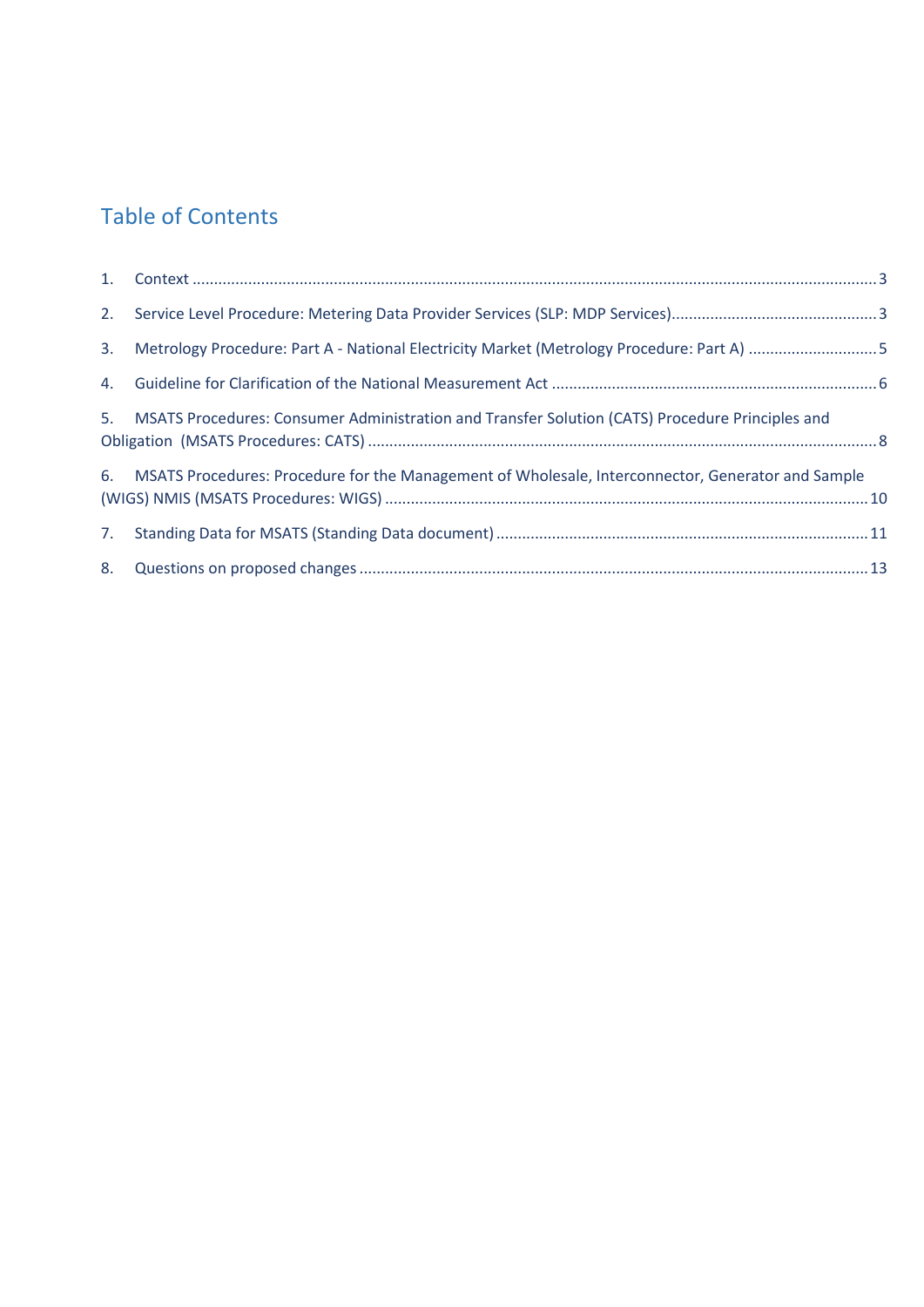# Table of Contents

1. Context ..... 3
2. Service Level Procedure: Metering Data Provider Services (SLP: MDP Services) ..... 3
3. Metrology Procedure: Part A - National Electricity Market (Metrology Procedure: Part A) ..... 5
4. Guideline for Clarification of the National Measurement Act ..... 6
5. MSATS Procedures: Consumer Administration and Transfer Solution (CATS) Procedure Principles and Obligation (MSATS Procedures: CATS) ..... 8
6. MSATS Procedures: Procedure for the Management of Wholesale, Interconnector, Generator and Sample (WIGS) NMIS (MSATS Procedures: WIGS) ..... 10
7. Standing Data for MSATS (Standing Data document) ..... 11
8. Questions on proposed changes ..... 13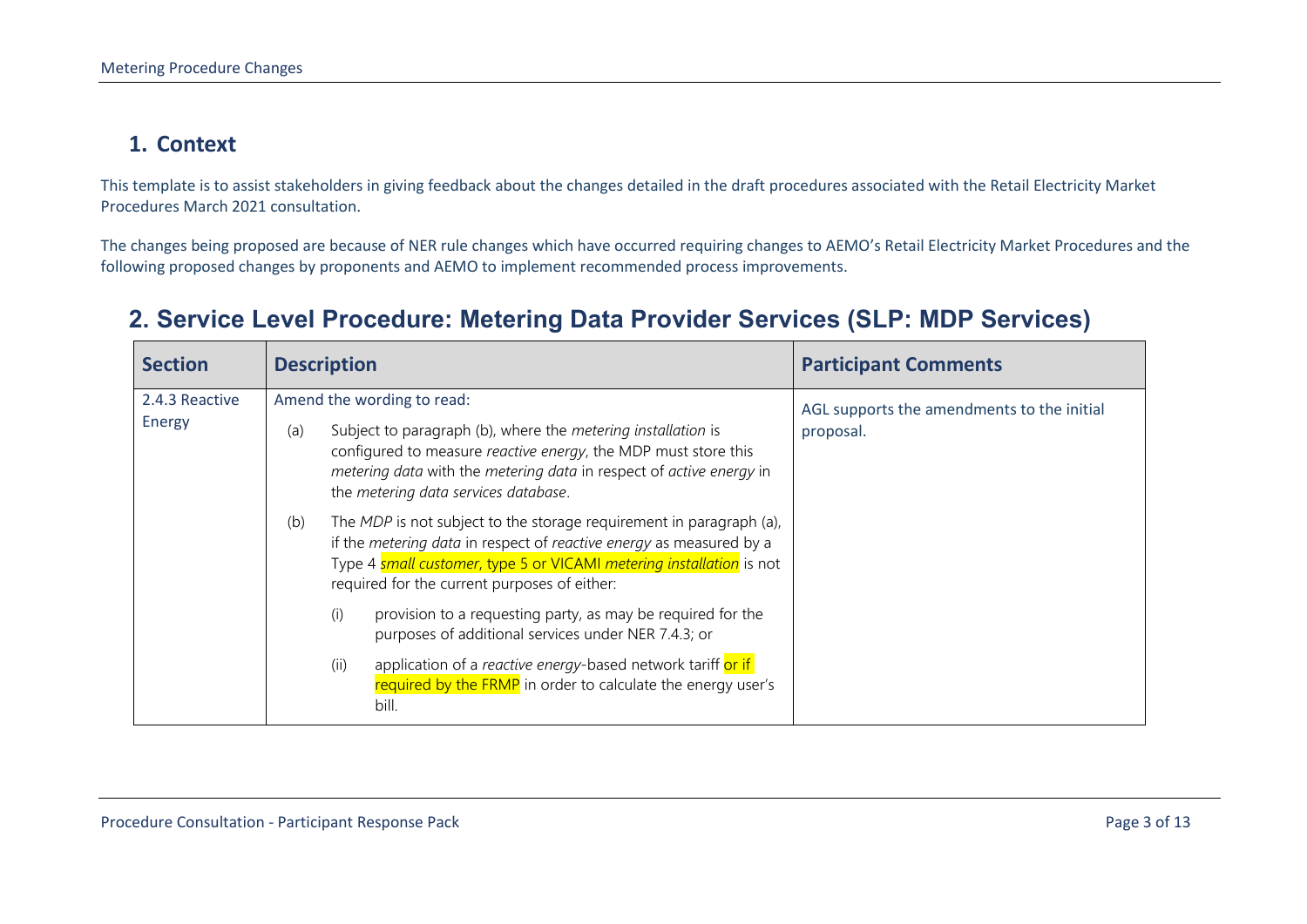## 1. Context

This template is to assist stakeholders in giving feedback about the changes detailed in the draft procedures associated with the Retail Electricity Market Procedures March 2021 consultation.

The changes being proposed are because of NER rule changes which have occurred requiring changes to AEMO's Retail Electricity Market Procedures and the following proposed changes by proponents and AEMO to implement recommended process improvements.

## 2. Service Level Procedure: Metering Data Provider Services (SLP: MDP Services)

| Section | Description | Participant Comments |
|---|---|---|
| 2.4.3 Reactive Energy | Amend the wording to read:<br>(a) Subject to paragraph (b), where the *metering installation* is configured to measure *reactive energy*, the MDP must store this *metering data* with the *metering data* in respect of *active energy* in the *metering data services database*.<br>(b) The *MDP* is not subject to the storage requirement in paragraph (a), if the *metering data* in respect of *reactive energy* as measured by a Type 4 *small customer*, type 5 or VICAMI *metering installation* is not required for the current purposes of either:<br>(i) provision to a requesting party, as may be required for the purposes of additional services under NER 7.4.3; or<br>(ii) application of a *reactive energy*-based network tariff or if required by the FRMP in order to calculate the energy user's bill. | AGL supports the amendments to the initial proposal. |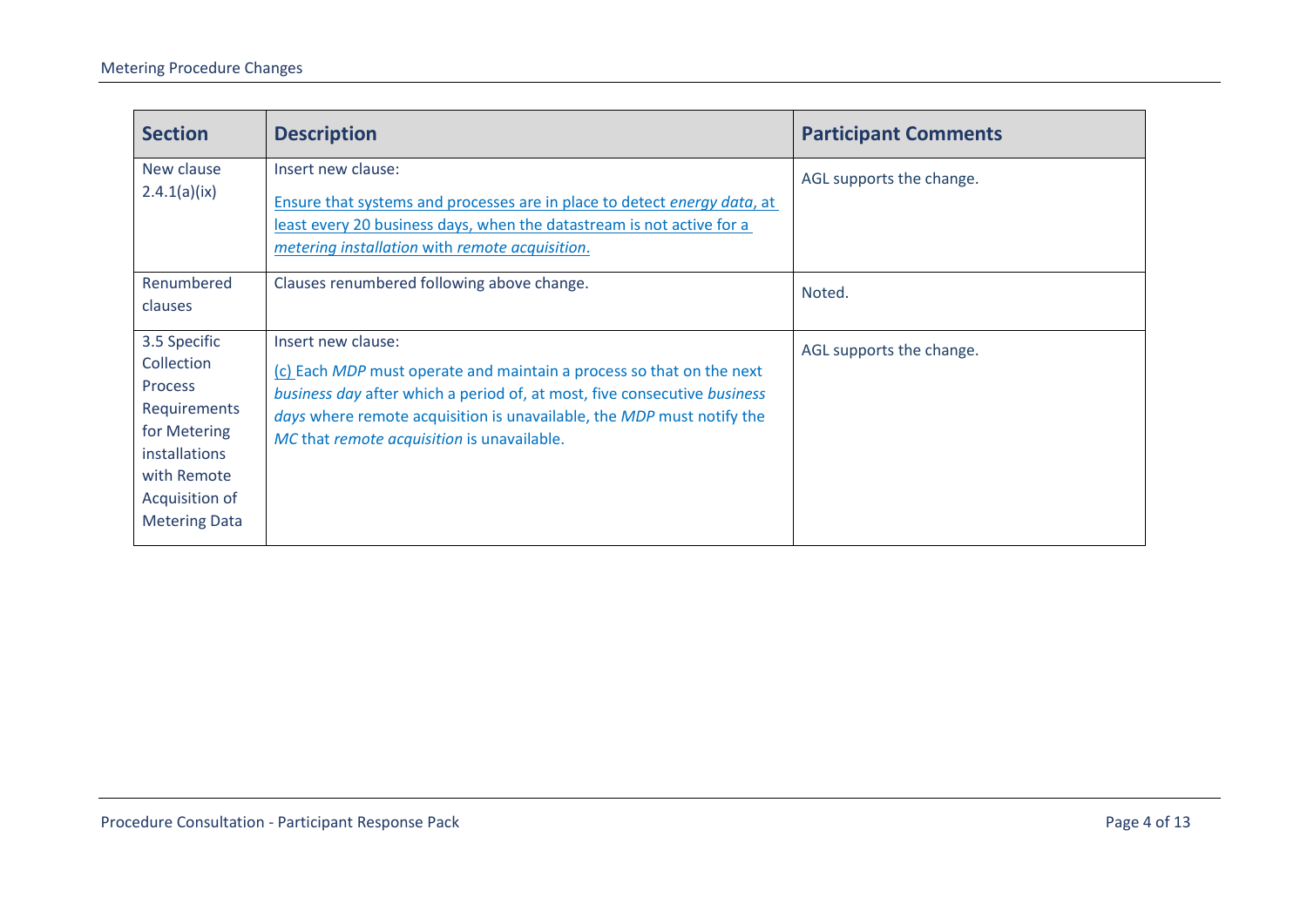| Section | Description | Participant Comments |
|---|---|---|
| New clause 2.4.1(a)(ix) | Insert new clause:<br>Ensure that systems and processes are in place to detect *energy data*, at least every 20 business days, when the datastream is not active for a *metering installation* with *remote acquisition*. | AGL supports the change. |
| Renumbered clauses | Clauses renumbered following above change. | Noted. |
| 3.5 Specific Collection Process Requirements for Metering installations with Remote Acquisition of Metering Data | Insert new clause:<br>(c) Each *MDP* must operate and maintain a process so that on the next *business day* after which a period of, at most, five consecutive *business days* where remote acquisition is unavailable, the *MDP* must notify the *MC* that *remote acquisition* is unavailable. | AGL supports the change. |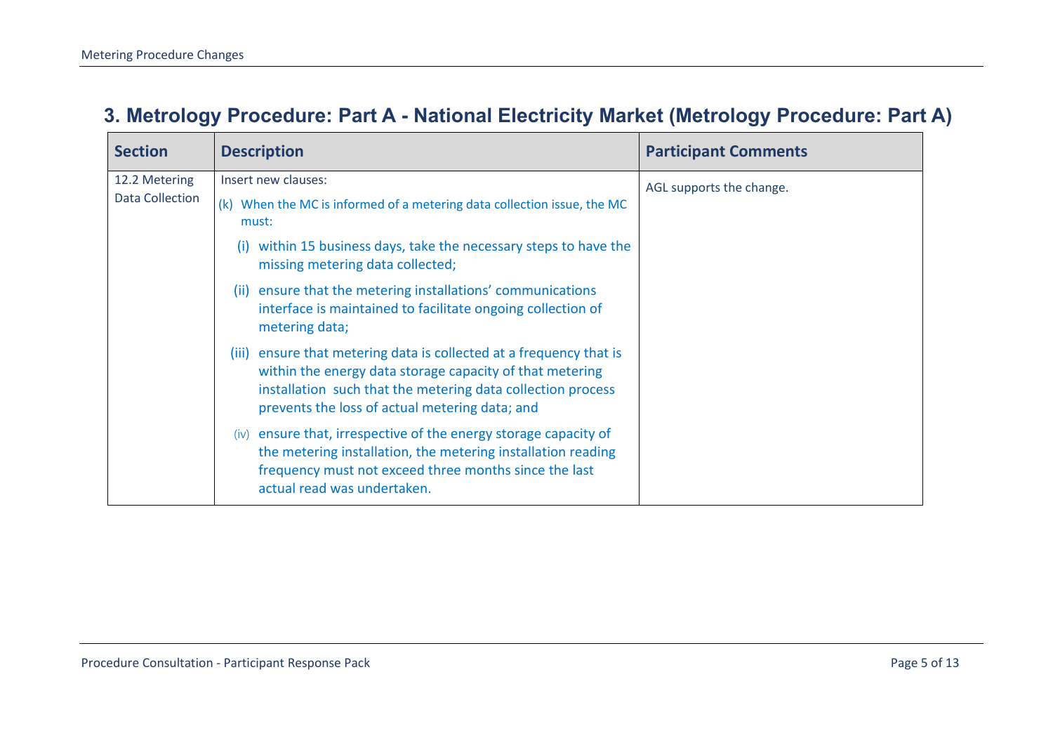## 3. Metrology Procedure: Part A - National Electricity Market (Metrology Procedure: Part A)

| Section | Description | Participant Comments |
| --- | --- | --- |
| 12.2 Metering Data Collection | Insert new clauses:<br>(k) When the MC is informed of a metering data collection issue, the MC must:<br>(i) within 15 business days, take the necessary steps to have the missing metering data collected;<br>(ii) ensure that the metering installations' communications interface is maintained to facilitate ongoing collection of metering data;<br>(iii) ensure that metering data is collected at a frequency that is within the energy data storage capacity of that metering installation such that the metering data collection process prevents the loss of actual metering data; and<br>(iv) ensure that, irrespective of the energy storage capacity of the metering installation, the metering installation reading frequency must not exceed three months since the last actual read was undertaken. | AGL supports the change. |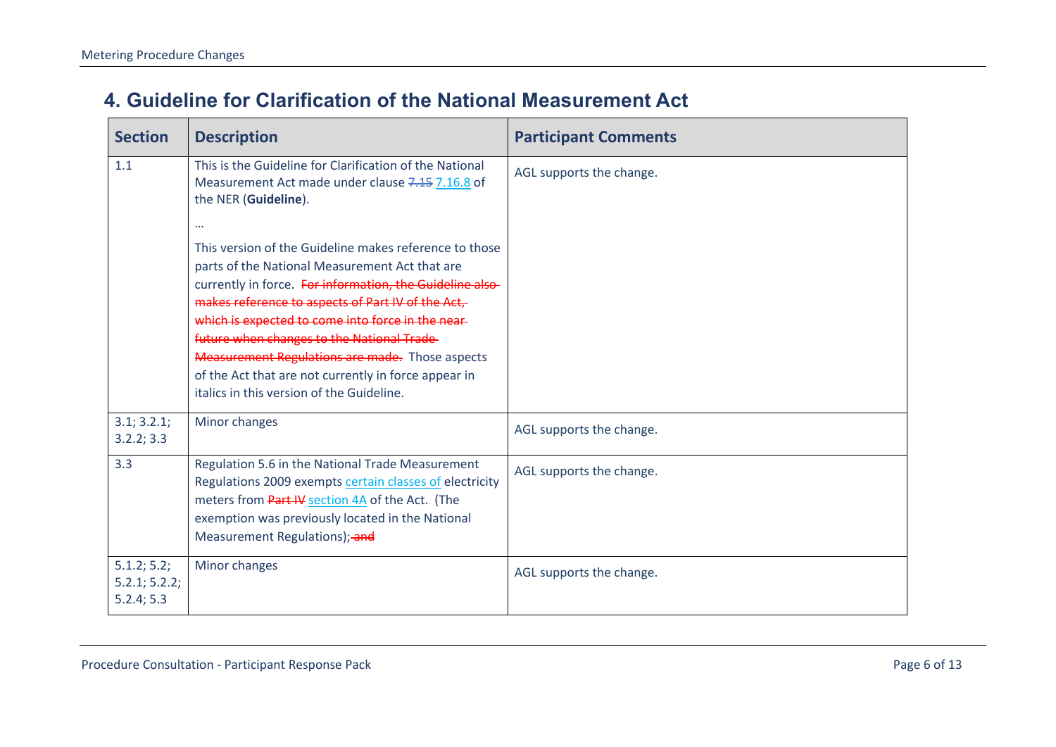# 4. Guideline for Clarification of the National Measurement Act

| Section | Description | Participant Comments |
|---|---|---|
| 1.1 | This is the Guideline for Clarification of the National Measurement Act made under clause ~~7.15~~ 7.16.8 of the NER (**Guideline**).<br><br>…<br><br>This version of the Guideline makes reference to those parts of the National Measurement Act that are currently in force. ~~For information, the Guideline also makes reference to aspects of Part IV of the Act, which is expected to come into force in the near future when changes to the National Trade Measurement Regulations are made.~~ Those aspects of the Act that are not currently in force appear in italics in this version of the Guideline. | AGL supports the change. |
| 3.1; 3.2.1; 3.2.2; 3.3 | Minor changes | AGL supports the change. |
| 3.3 | Regulation 5.6 in the National Trade Measurement Regulations 2009 exempts certain classes of electricity meters from ~~Part IV~~ section 4A of the Act. (The exemption was previously located in the National Measurement Regulations);~~ and~~ | AGL supports the change. |
| 5.1.2; 5.2; 5.2.1; 5.2.2; 5.2.4; 5.3 | Minor changes | AGL supports the change. |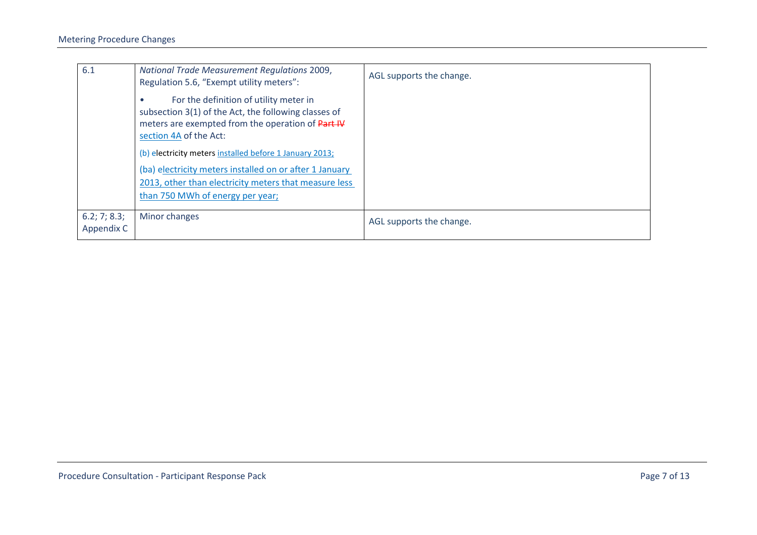| | | |
|---|---|---|
| 6.1 | *National Trade Measurement Regulations* 2009, Regulation 5.6, "Exempt utility meters":<br><br>• For the definition of utility meter in subsection 3(1) of the Act, the following classes of meters are exempted from the operation of ~~Part IV~~ section 4A of the Act:<br><br>(b) electricity meters installed before 1 January 2013;<br><br>(ba) electricity meters installed on or after 1 January 2013, other than electricity meters that measure less than 750 MWh of energy per year; | AGL supports the change. |
| 6.2; 7; 8.3; Appendix C | Minor changes | AGL supports the change. |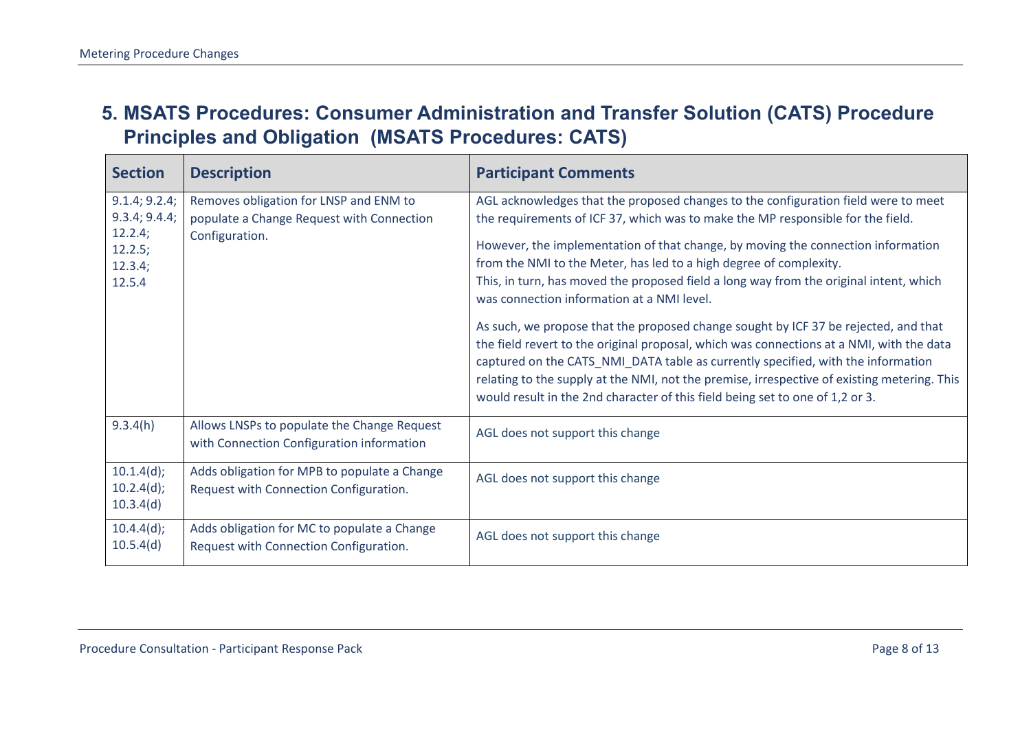## 5. MSATS Procedures: Consumer Administration and Transfer Solution (CATS) Procedure Principles and Obligation (MSATS Procedures: CATS)

| Section | Description | Participant Comments |
| --- | --- | --- |
| 9.1.4; 9.2.4; 9.3.4; 9.4.4; 12.2.4; 12.2.5; 12.3.4; 12.5.4 | Removes obligation for LNSP and ENM to populate a Change Request with Connection Configuration. | AGL acknowledges that the proposed changes to the configuration field were to meet the requirements of ICF 37, which was to make the MP responsible for the field.<br><br>However, the implementation of that change, by moving the connection information from the NMI to the Meter, has led to a high degree of complexity.<br>This, in turn, has moved the proposed field a long way from the original intent, which was connection information at a NMI level.<br><br>As such, we propose that the proposed change sought by ICF 37 be rejected, and that the field revert to the original proposal, which was connections at a NMI, with the data captured on the CATS_NMI_DATA table as currently specified, with the information relating to the supply at the NMI, not the premise, irrespective of existing metering. This would result in the 2nd character of this field being set to one of 1,2 or 3. |
| 9.3.4(h) | Allows LNSPs to populate the Change Request with Connection Configuration information | AGL does not support this change |
| 10.1.4(d); 10.2.4(d); 10.3.4(d) | Adds obligation for MPB to populate a Change Request with Connection Configuration. | AGL does not support this change |
| 10.4.4(d); 10.5.4(d) | Adds obligation for MC to populate a Change Request with Connection Configuration. | AGL does not support this change |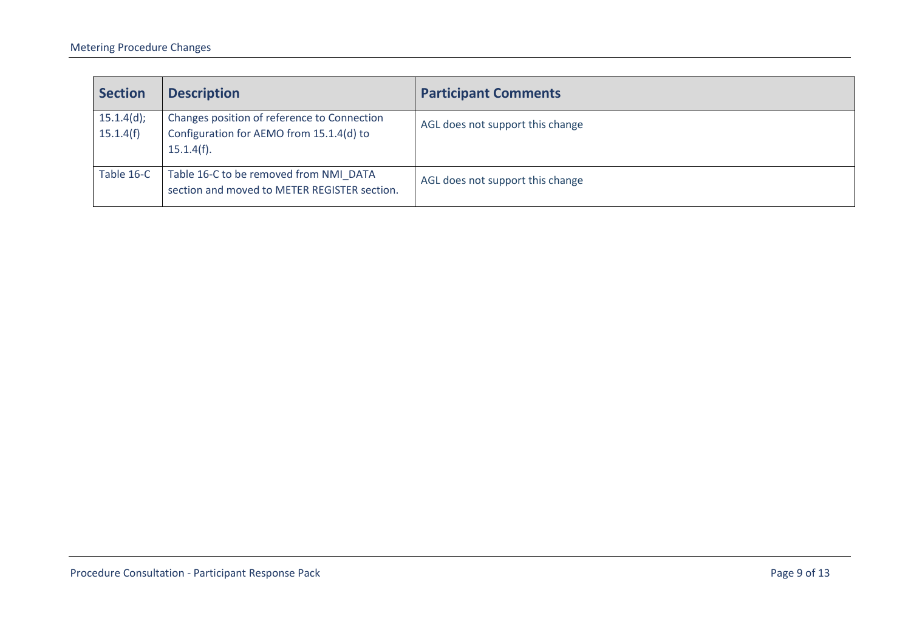| Section | Description | Participant Comments |
|---|---|---|
| 15.1.4(d); 15.1.4(f) | Changes position of reference to Connection Configuration for AEMO from 15.1.4(d) to 15.1.4(f). | AGL does not support this change |
| Table 16-C | Table 16-C to be removed from NMI_DATA section and moved to METER REGISTER section. | AGL does not support this change |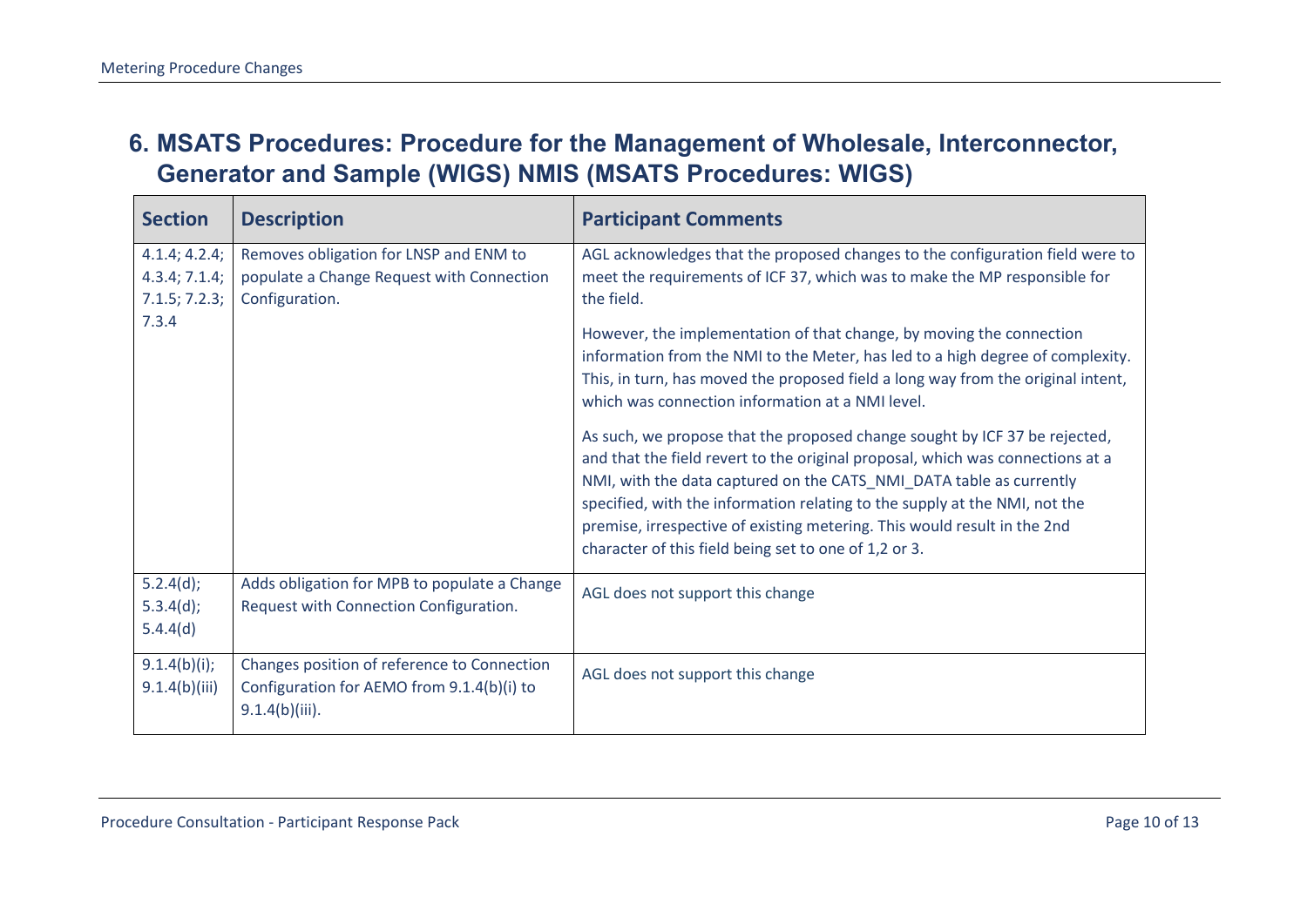## 6. MSATS Procedures: Procedure for the Management of Wholesale, Interconnector, Generator and Sample (WIGS) NMIS (MSATS Procedures: WIGS)

| Section | Description | Participant Comments |
|---|---|---|
| 4.1.4; 4.2.4; 4.3.4; 7.1.4; 7.1.5; 7.2.3; 7.3.4 | Removes obligation for LNSP and ENM to populate a Change Request with Connection Configuration. | AGL acknowledges that the proposed changes to the configuration field were to meet the requirements of ICF 37, which was to make the MP responsible for the field.<br><br>However, the implementation of that change, by moving the connection information from the NMI to the Meter, has led to a high degree of complexity. This, in turn, has moved the proposed field a long way from the original intent, which was connection information at a NMI level.<br><br>As such, we propose that the proposed change sought by ICF 37 be rejected, and that the field revert to the original proposal, which was connections at a NMI, with the data captured on the CATS_NMI_DATA table as currently specified, with the information relating to the supply at the NMI, not the premise, irrespective of existing metering. This would result in the 2nd character of this field being set to one of 1,2 or 3. |
| 5.2.4(d); 5.3.4(d); 5.4.4(d) | Adds obligation for MPB to populate a Change Request with Connection Configuration. | AGL does not support this change |
| 9.1.4(b)(i); 9.1.4(b)(iii) | Changes position of reference to Connection Configuration for AEMO from 9.1.4(b)(i) to 9.1.4(b)(iii). | AGL does not support this change |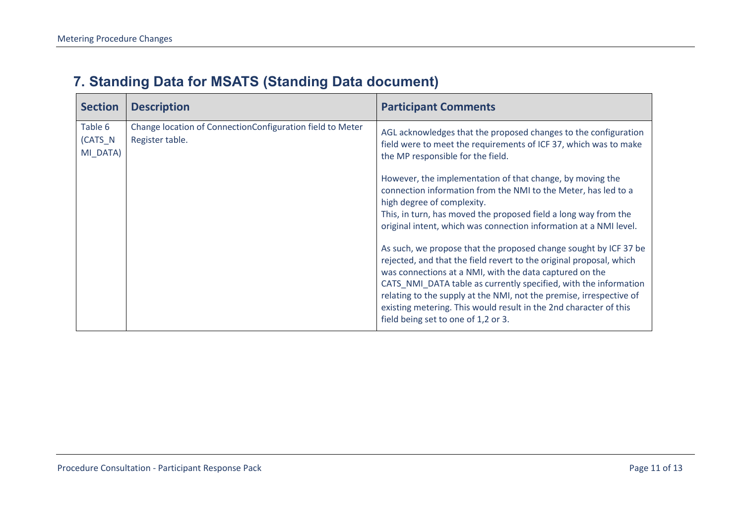## 7. Standing Data for MSATS (Standing Data document)

| Section | Description | Participant Comments |
|---|---|---|
| Table 6 (CATS_NMI_DATA) | Change location of ConnectionConfiguration field to Meter Register table. | AGL acknowledges that the proposed changes to the configuration field were to meet the requirements of ICF 37, which was to make the MP responsible for the field.<br><br>However, the implementation of that change, by moving the connection information from the NMI to the Meter, has led to a high degree of complexity.<br>This, in turn, has moved the proposed field a long way from the original intent, which was connection information at a NMI level.<br><br>As such, we propose that the proposed change sought by ICF 37 be rejected, and that the field revert to the original proposal, which was connections at a NMI, with the data captured on the CATS_NMI_DATA table as currently specified, with the information relating to the supply at the NMI, not the premise, irrespective of existing metering. This would result in the 2nd character of this field being set to one of 1,2 or 3. |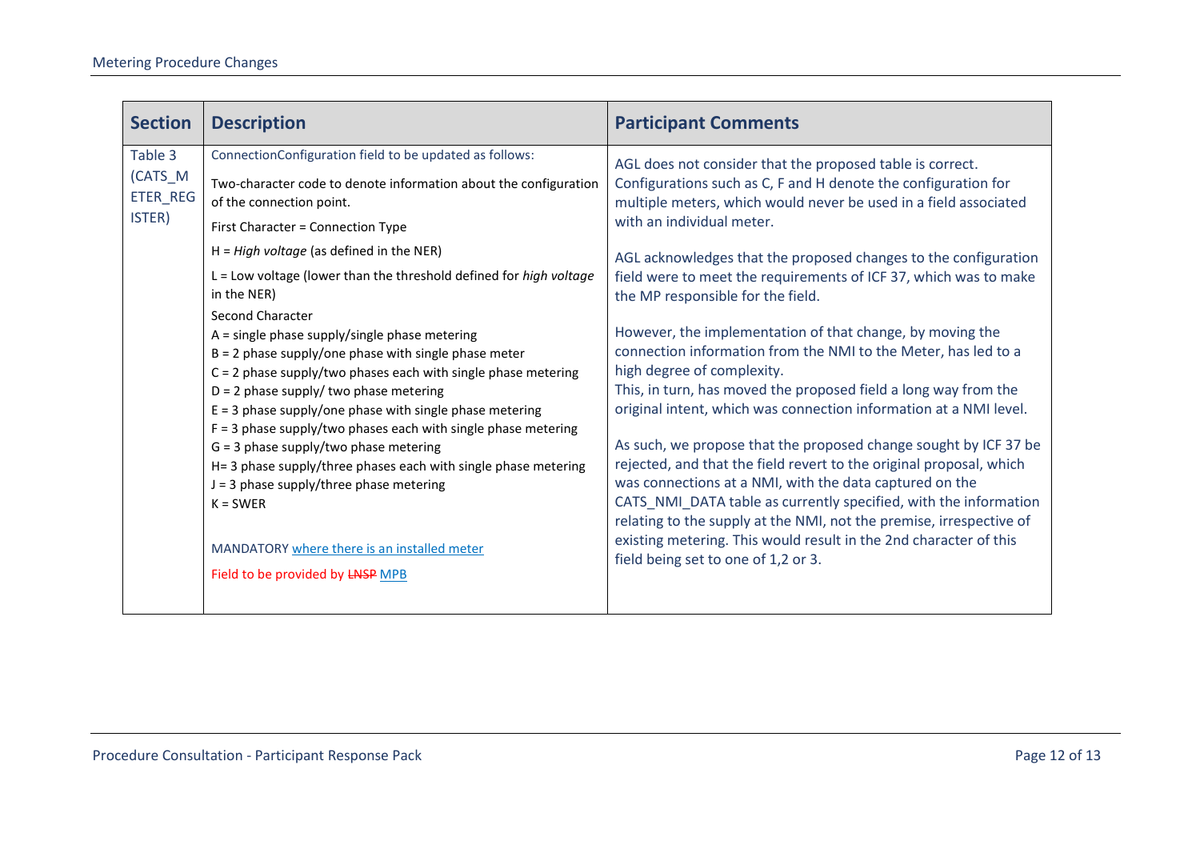| Section | Description | Participant Comments |
| --- | --- | --- |
| Table 3 (CATS_METER_REGISTER) | ConnectionConfiguration field to be updated as follows:<br><br>Two-character code to denote information about the configuration of the connection point.<br><br>First Character = Connection Type<br><br>H = *High voltage* (as defined in the NER)<br><br>L = Low voltage (lower than the threshold defined for *high voltage* in the NER)<br><br>Second Character<br>A = single phase supply/single phase metering<br>B = 2 phase supply/one phase with single phase meter<br>C = 2 phase supply/two phases each with single phase metering<br>D = 2 phase supply/ two phase metering<br>E = 3 phase supply/one phase with single phase metering<br>F = 3 phase supply/two phases each with single phase metering<br>G = 3 phase supply/two phase metering<br>H= 3 phase supply/three phases each with single phase metering<br>J = 3 phase supply/three phase metering<br>K = SWER<br><br>MANDATORY where there is an installed meter<br><br>Field to be provided by ~~LNSP~~ MPB | AGL does not consider that the proposed table is correct. Configurations such as C, F and H denote the configuration for multiple meters, which would never be used in a field associated with an individual meter.<br><br>AGL acknowledges that the proposed changes to the configuration field were to meet the requirements of ICF 37, which was to make the MP responsible for the field.<br><br>However, the implementation of that change, by moving the connection information from the NMI to the Meter, has led to a high degree of complexity.<br>This, in turn, has moved the proposed field a long way from the original intent, which was connection information at a NMI level.<br><br>As such, we propose that the proposed change sought by ICF 37 be rejected, and that the field revert to the original proposal, which was connections at a NMI, with the data captured on the CATS_NMI_DATA table as currently specified, with the information relating to the supply at the NMI, not the premise, irrespective of existing metering. This would result in the 2nd character of this field being set to one of 1,2 or 3. |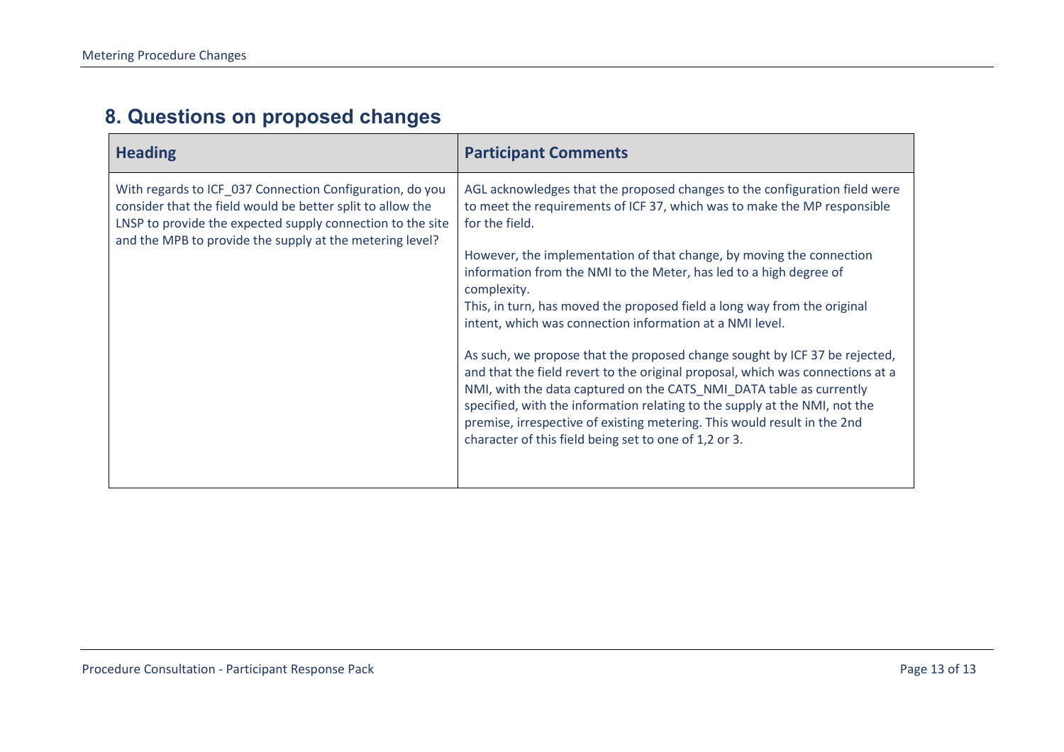## 8. Questions on proposed changes

| Heading | Participant Comments |
| --- | --- |
| With regards to ICF_037 Connection Configuration, do you consider that the field would be better split to allow the LNSP to provide the expected supply connection to the site and the MPB to provide the supply at the metering level? | AGL acknowledges that the proposed changes to the configuration field were to meet the requirements of ICF 37, which was to make the MP responsible for the field.<br><br>However, the implementation of that change, by moving the connection information from the NMI to the Meter, has led to a high degree of complexity.<br>This, in turn, has moved the proposed field a long way from the original intent, which was connection information at a NMI level.<br><br>As such, we propose that the proposed change sought by ICF 37 be rejected, and that the field revert to the original proposal, which was connections at a NMI, with the data captured on the CATS_NMI_DATA table as currently specified, with the information relating to the supply at the NMI, not the premise, irrespective of existing metering. This would result in the 2nd character of this field being set to one of 1,2 or 3. |